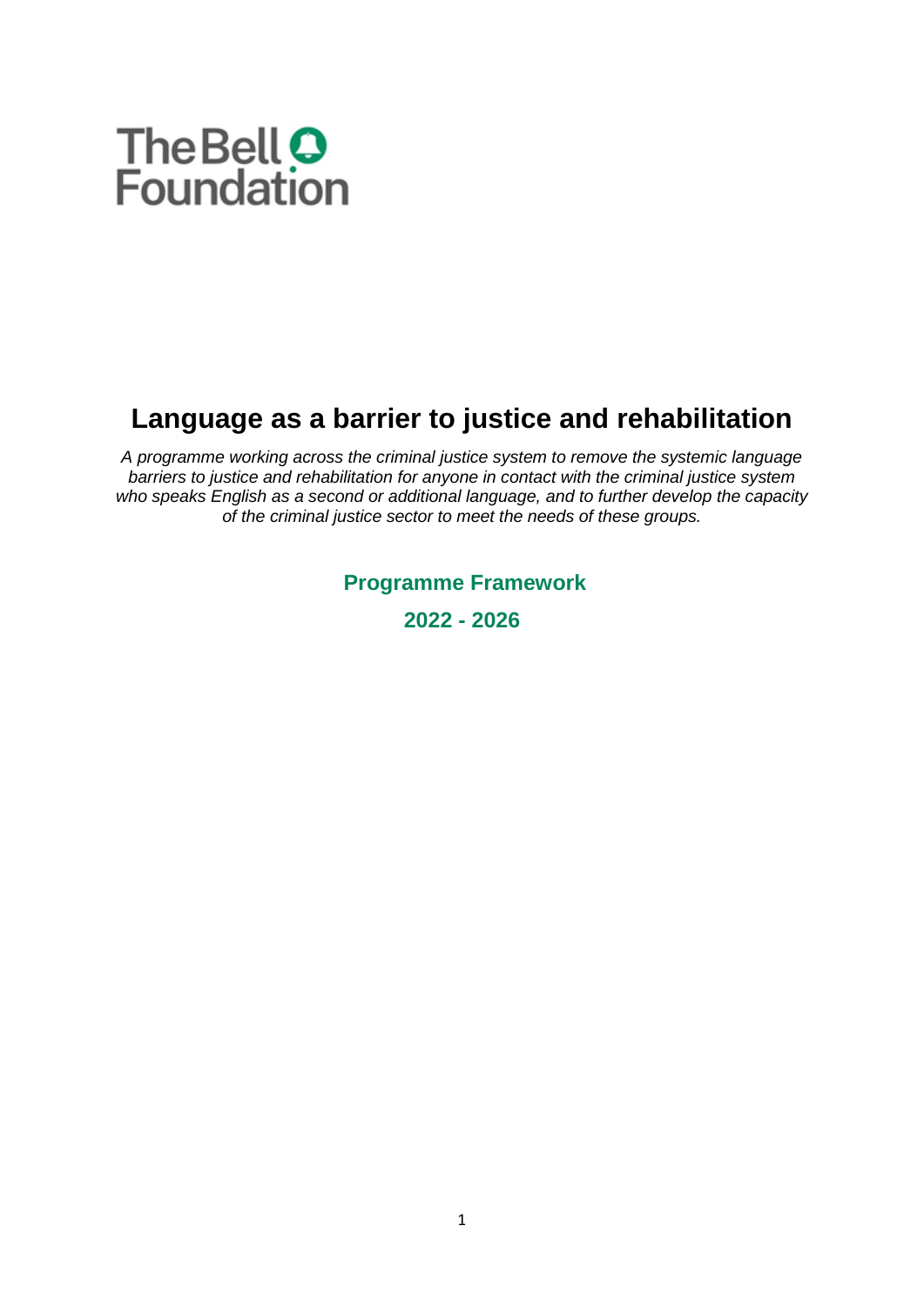The Bell Foundation

# Language as a barrier to justice and rehabilitation

*A programme working across the criminal justice system to remove the systemic language barriers to justice and rehabilitation for anyone in contact with the criminal justice system who speaks English as a second or additional language, and to further develop the capacity of the criminal justice sector to meet the needs of these groups.*

**Programme Framework**

**2022 - 2026**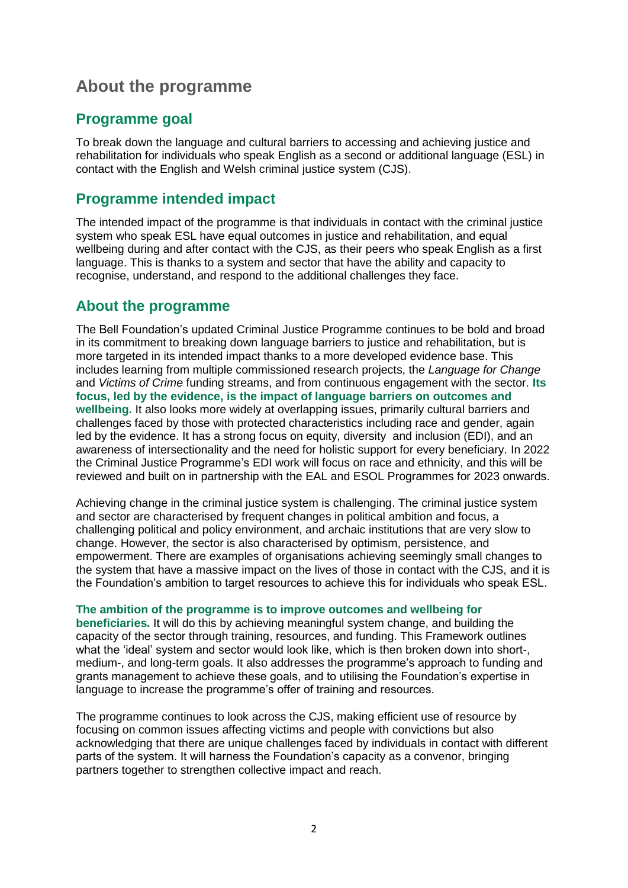# About the programme

## Programme goal

To break down the language and cultural barriers to accessing and achieving justice and rehabilitation for individuals who speak English as a second or additional language (ESL) in contact with the English and Welsh criminal justice system (CJS).

## Programme intended impact

The intended impact of the programme is that individuals in contact with the criminal justice system who speak ESL have equal outcomes in justice and rehabilitation, and equal wellbeing during and after contact with the CJS, as their peers who speak English as a first language. This is thanks to a system and sector that have the ability and capacity to recognise, understand, and respond to the additional challenges they face.

## About the programme

The Bell Foundation's updated Criminal Justice Programme continues to be bold and broad in its commitment to breaking down language barriers to justice and rehabilitation, but is more targeted in its intended impact thanks to a more developed evidence base. This includes learning from multiple commissioned research projects, the *Language for Change* and *Victims of Crime* funding streams, and from continuous engagement with the sector. **Its focus, led by the evidence, is the impact of language barriers on outcomes and wellbeing.** It also looks more widely at overlapping issues, primarily cultural barriers and challenges faced by those with protected characteristics including race and gender, again led by the evidence. It has a strong focus on equity, diversity and inclusion (EDI), and an awareness of intersectionality and the need for holistic support for every beneficiary. In 2022 the Criminal Justice Programme's EDI work will focus on race and ethnicity, and this will be reviewed and built on in partnership with the EAL and ESOL Programmes for 2023 onwards.

Achieving change in the criminal justice system is challenging. The criminal justice system and sector are characterised by frequent changes in political ambition and focus, a challenging political and policy environment, and archaic institutions that are very slow to change. However, the sector is also characterised by optimism, persistence, and empowerment. There are examples of organisations achieving seemingly small changes to the system that have a massive impact on the lives of those in contact with the CJS, and it is the Foundation's ambition to target resources to achieve this for individuals who speak ESL.

**The ambition of the programme is to improve outcomes and wellbeing for beneficiaries.** It will do this by achieving meaningful system change, and building the capacity of the sector through training, resources, and funding. This Framework outlines what the 'ideal' system and sector would look like, which is then broken down into short-, medium-, and long-term goals. It also addresses the programme's approach to funding and grants management to achieve these goals, and to utilising the Foundation's expertise in language to increase the programme's offer of training and resources.

The programme continues to look across the CJS, making efficient use of resource by focusing on common issues affecting victims and people with convictions but also acknowledging that there are unique challenges faced by individuals in contact with different parts of the system. It will harness the Foundation's capacity as a convenor, bringing partners together to strengthen collective impact and reach.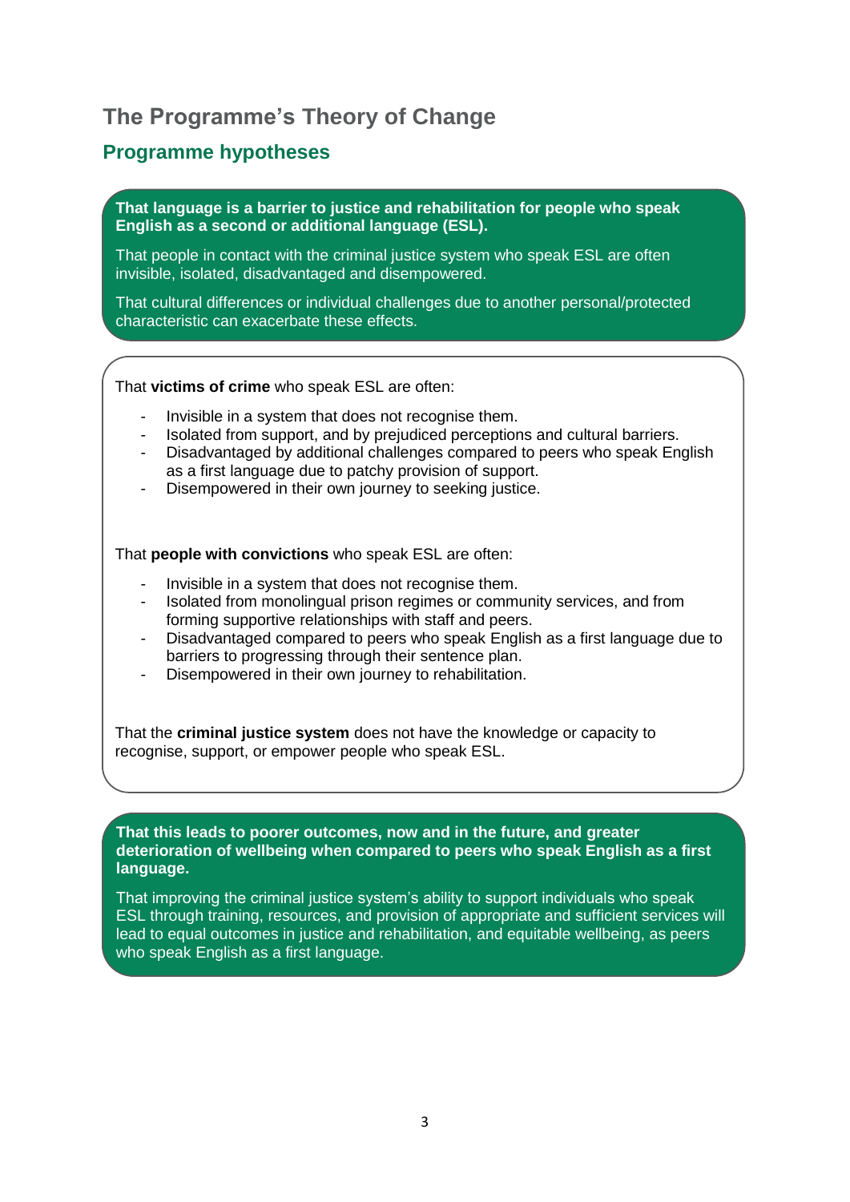# The Programme's Theory of Change

## Programme hypotheses

**That language is a barrier to justice and rehabilitation for people who speak English as a second or additional language (ESL).**

That people in contact with the criminal justice system who speak ESL are often invisible, isolated, disadvantaged and disempowered.

That cultural differences or individual challenges due to another personal/protected characteristic can exacerbate these effects.

That **victims of crime** who speak ESL are often:

- Invisible in a system that does not recognise them.
- Isolated from support, and by prejudiced perceptions and cultural barriers.
- Disadvantaged by additional challenges compared to peers who speak English as a first language due to patchy provision of support.
- Disempowered in their own journey to seeking justice.

That **people with convictions** who speak ESL are often:

- Invisible in a system that does not recognise them.
- Isolated from monolingual prison regimes or community services, and from forming supportive relationships with staff and peers.
- Disadvantaged compared to peers who speak English as a first language due to barriers to progressing through their sentence plan.
- Disempowered in their own journey to rehabilitation.

That the **criminal justice system** does not have the knowledge or capacity to recognise, support, or empower people who speak ESL.

**That this leads to poorer outcomes, now and in the future, and greater deterioration of wellbeing when compared to peers who speak English as a first language.**

That improving the criminal justice system's ability to support individuals who speak ESL through training, resources, and provision of appropriate and sufficient services will lead to equal outcomes in justice and rehabilitation, and equitable wellbeing, as peers who speak English as a first language.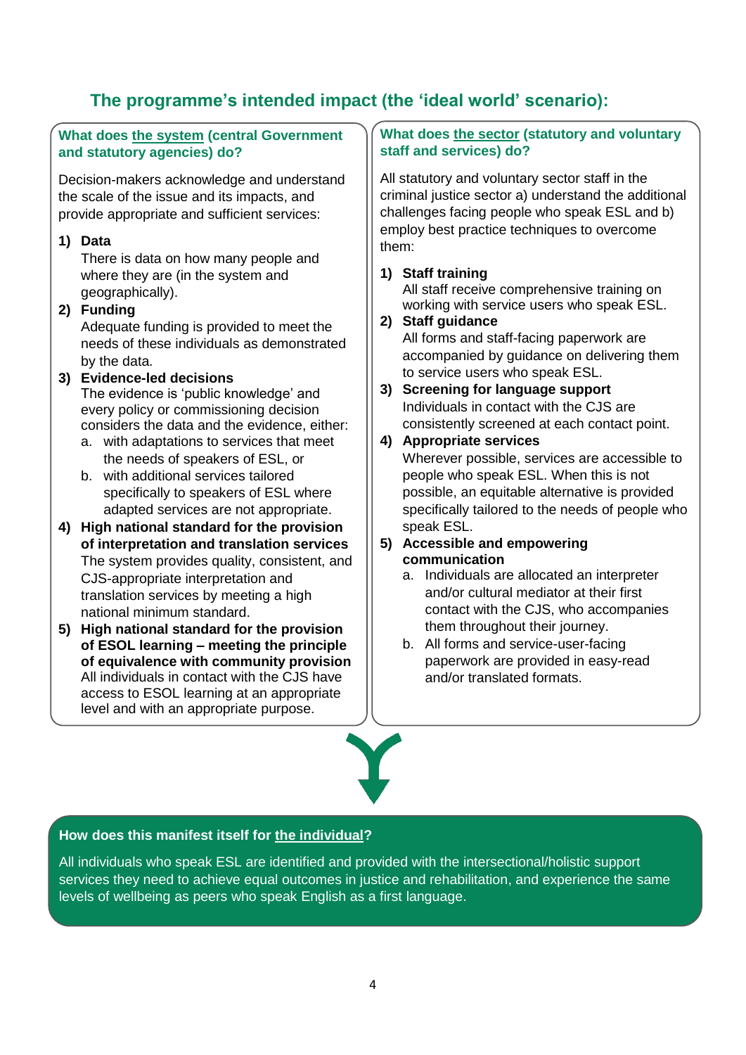## The programme's intended impact (the 'ideal world' scenario):

### What does the system (central Government and statutory agencies) do?

Decision-makers acknowledge and understand the scale of the issue and its impacts, and provide appropriate and sufficient services:

1) **Data**
   There is data on how many people and where they are (in the system and geographically).
2) **Funding**
   Adequate funding is provided to meet the needs of these individuals as demonstrated by the data.
3) **Evidence-led decisions**
   The evidence is 'public knowledge' and every policy or commissioning decision considers the data and the evidence, either:
   a. with adaptations to services that meet the needs of speakers of ESL, or
   b. with additional services tailored specifically to speakers of ESL where adapted services are not appropriate.
4) **High national standard for the provision of interpretation and translation services**
   The system provides quality, consistent, and CJS-appropriate interpretation and translation services by meeting a high national minimum standard.
5) **High national standard for the provision of ESOL learning – meeting the principle of equivalence with community provision**
   All individuals in contact with the CJS have access to ESOL learning at an appropriate level and with an appropriate purpose.

### What does the sector (statutory and voluntary staff and services) do?

All statutory and voluntary sector staff in the criminal justice sector a) understand the additional challenges facing people who speak ESL and b) employ best practice techniques to overcome them:

1) **Staff training**
   All staff receive comprehensive training on working with service users who speak ESL.
2) **Staff guidance**
   All forms and staff-facing paperwork are accompanied by guidance on delivering them to service users who speak ESL.
3) **Screening for language support**
   Individuals in contact with the CJS are consistently screened at each contact point.
4) **Appropriate services**
   Wherever possible, services are accessible to people who speak ESL. When this is not possible, an equitable alternative is provided specifically tailored to the needs of people who speak ESL.
5) **Accessible and empowering communication**
   a. Individuals are allocated an interpreter and/or cultural mediator at their first contact with the CJS, who accompanies them throughout their journey.
   b. All forms and service-user-facing paperwork are provided in easy-read and/or translated formats.

### How does this manifest itself for the individual?

All individuals who speak ESL are identified and provided with the intersectional/holistic support services they need to achieve equal outcomes in justice and rehabilitation, and experience the same levels of wellbeing as peers who speak English as a first language.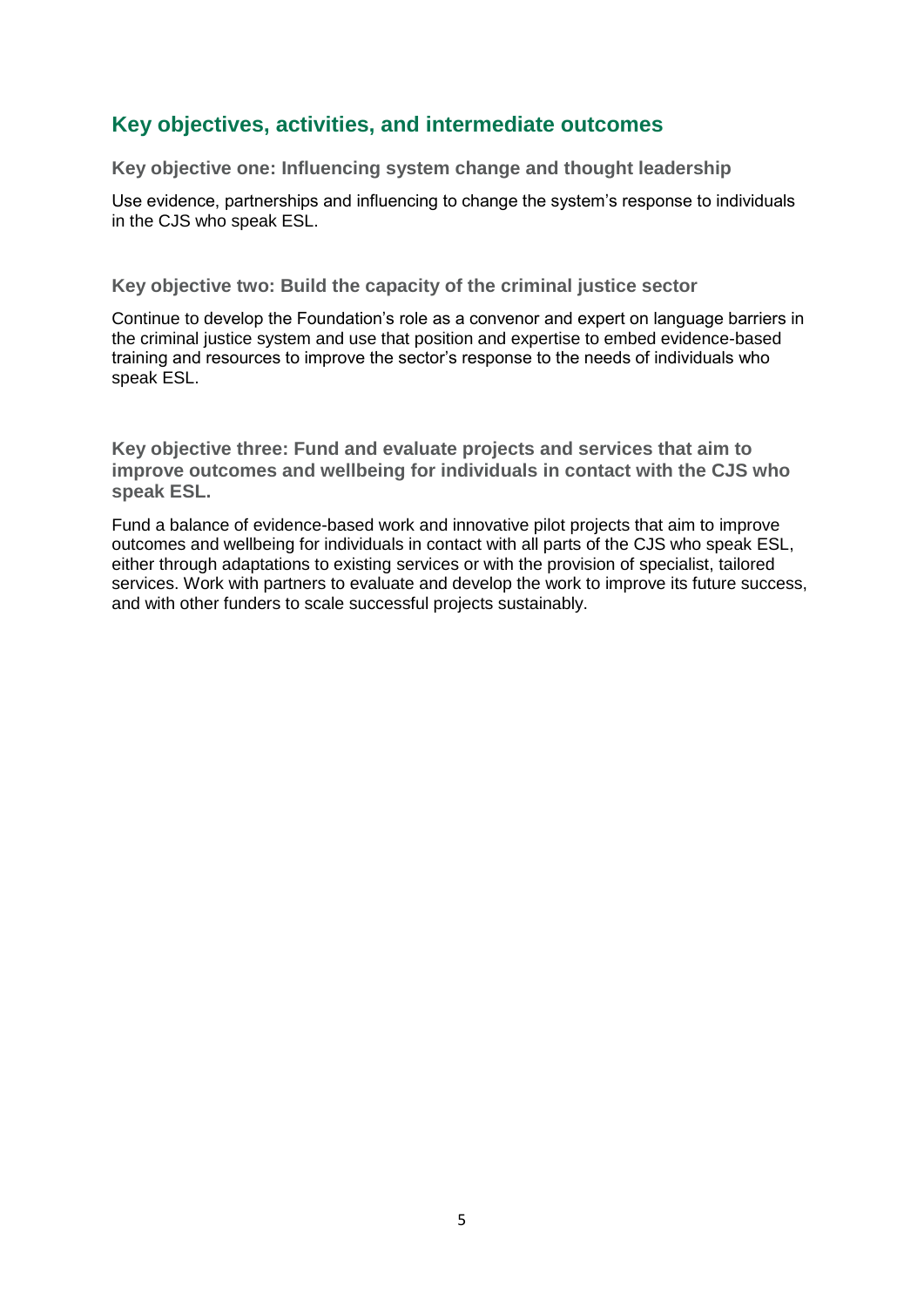## Key objectives, activities, and intermediate outcomes

### Key objective one: Influencing system change and thought leadership

Use evidence, partnerships and influencing to change the system's response to individuals in the CJS who speak ESL.

### Key objective two: Build the capacity of the criminal justice sector

Continue to develop the Foundation's role as a convenor and expert on language barriers in the criminal justice system and use that position and expertise to embed evidence-based training and resources to improve the sector's response to the needs of individuals who speak ESL.

### Key objective three: Fund and evaluate projects and services that aim to improve outcomes and wellbeing for individuals in contact with the CJS who speak ESL.

Fund a balance of evidence-based work and innovative pilot projects that aim to improve outcomes and wellbeing for individuals in contact with all parts of the CJS who speak ESL, either through adaptations to existing services or with the provision of specialist, tailored services. Work with partners to evaluate and develop the work to improve its future success, and with other funders to scale successful projects sustainably.